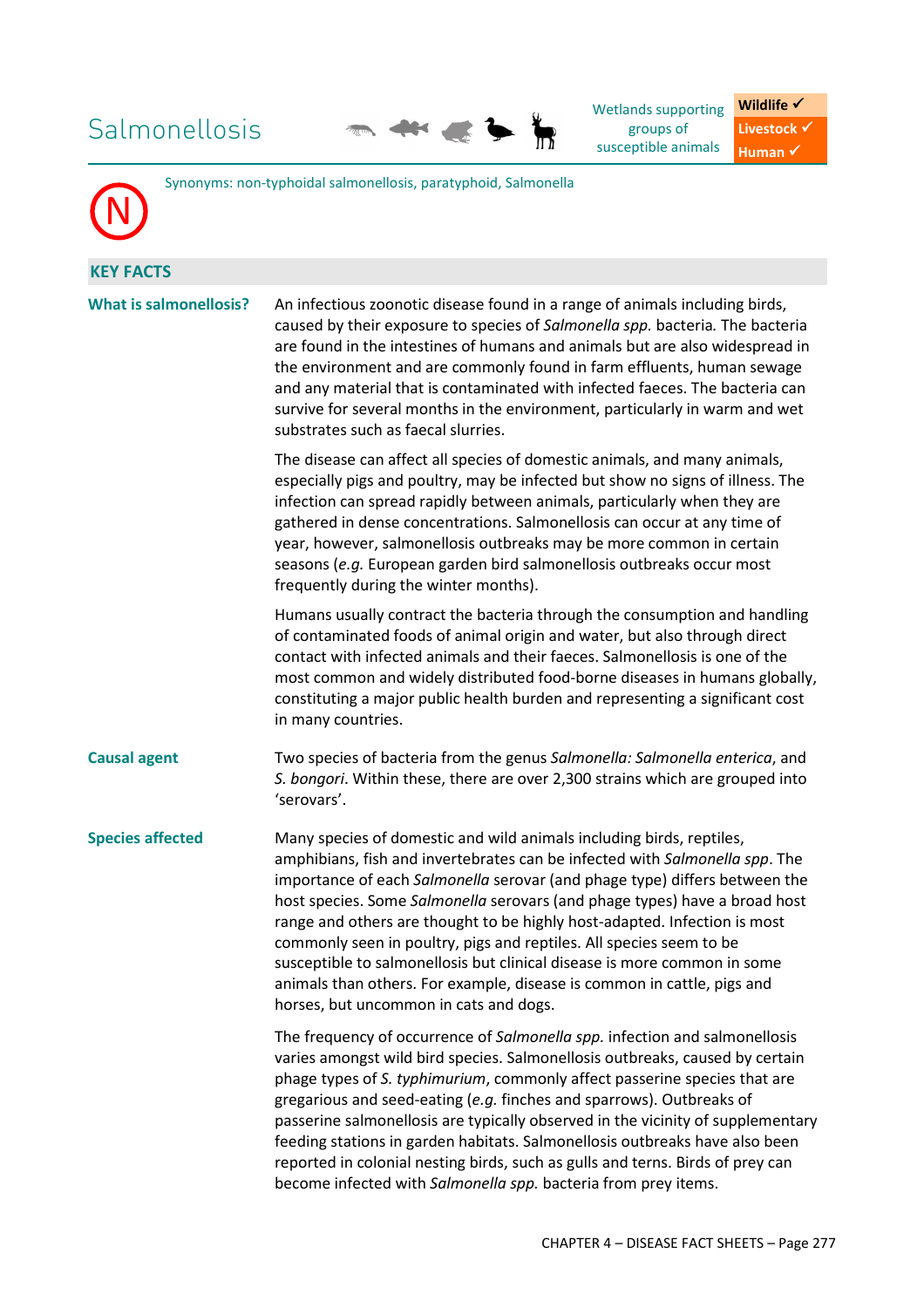# Salmonellosis

Wetlands supporting groups of susceptible animals

**Wildlife ✓**
**Livestock ✓**
**Human ✓**

Synonyms: non-typhoidal salmonellosis, paratyphoid, Salmonella

## KEY FACTS

| | |
|---|---|
| **What is salmonellosis?** | An infectious zoonotic disease found in a range of animals including birds, caused by their exposure to species of *Salmonella spp.* bacteria. The bacteria are found in the intestines of humans and animals but are also widespread in the environment and are commonly found in farm effluents, human sewage and any material that is contaminated with infected faeces. The bacteria can survive for several months in the environment, particularly in warm and wet substrates such as faecal slurries.<br><br>The disease can affect all species of domestic animals, and many animals, especially pigs and poultry, may be infected but show no signs of illness. The infection can spread rapidly between animals, particularly when they are gathered in dense concentrations. Salmonellosis can occur at any time of year, however, salmonellosis outbreaks may be more common in certain seasons (*e.g.* European garden bird salmonellosis outbreaks occur most frequently during the winter months).<br><br>Humans usually contract the bacteria through the consumption and handling of contaminated foods of animal origin and water, but also through direct contact with infected animals and their faeces. Salmonellosis is one of the most common and widely distributed food-borne diseases in humans globally, constituting a major public health burden and representing a significant cost in many countries. |
| **Causal agent** | Two species of bacteria from the genus *Salmonella: Salmonella enterica*, and *S. bongori*. Within these, there are over 2,300 strains which are grouped into 'serovars'. |
| **Species affected** | Many species of domestic and wild animals including birds, reptiles, amphibians, fish and invertebrates can be infected with *Salmonella spp*. The importance of each *Salmonella* serovar (and phage type) differs between the host species. Some *Salmonella* serovars (and phage types) have a broad host range and others are thought to be highly host-adapted. Infection is most commonly seen in poultry, pigs and reptiles. All species seem to be susceptible to salmonellosis but clinical disease is more common in some animals than others. For example, disease is common in cattle, pigs and horses, but uncommon in cats and dogs.<br><br>The frequency of occurrence of *Salmonella spp.* infection and salmonellosis varies amongst wild bird species. Salmonellosis outbreaks, caused by certain phage types of *S. typhimurium*, commonly affect passerine species that are gregarious and seed-eating (*e.g.* finches and sparrows). Outbreaks of passerine salmonellosis are typically observed in the vicinity of supplementary feeding stations in garden habitats. Salmonellosis outbreaks have also been reported in colonial nesting birds, such as gulls and terns. Birds of prey can become infected with *Salmonella spp.* bacteria from prey items. |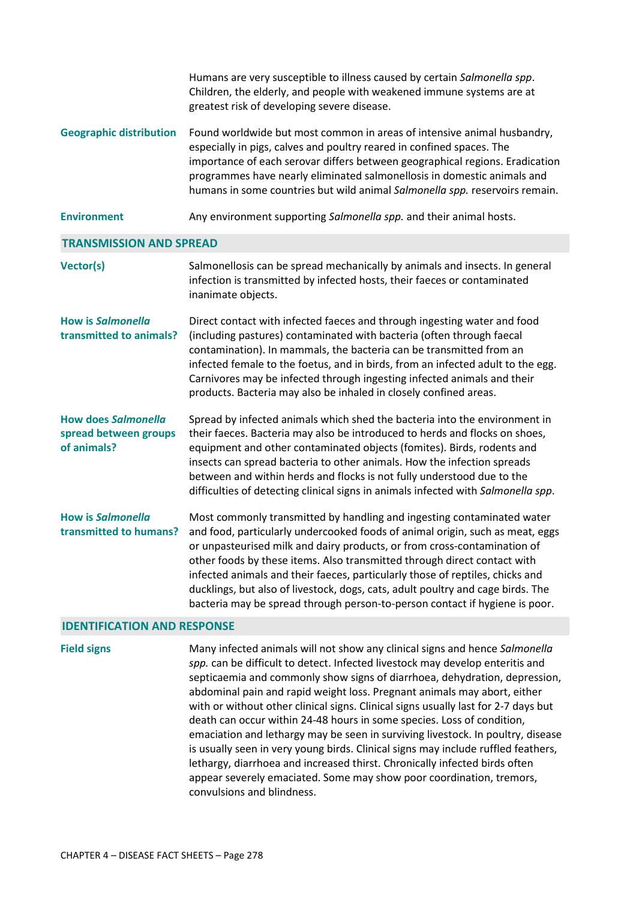Humans are very susceptible to illness caused by certain *Salmonella spp*. Children, the elderly, and people with weakened immune systems are at greatest risk of developing severe disease.

**Geographic distribution**

Found worldwide but most common in areas of intensive animal husbandry, especially in pigs, calves and poultry reared in confined spaces. The importance of each serovar differs between geographical regions. Eradication programmes have nearly eliminated salmonellosis in domestic animals and humans in some countries but wild animal *Salmonella spp.* reservoirs remain.

**Environment**

Any environment supporting *Salmonella spp.* and their animal hosts.

## TRANSMISSION AND SPREAD

**Vector(s)**

Salmonellosis can be spread mechanically by animals and insects. In general infection is transmitted by infected hosts, their faeces or contaminated inanimate objects.

**How is *Salmonella* transmitted to animals?**

Direct contact with infected faeces and through ingesting water and food (including pastures) contaminated with bacteria (often through faecal contamination). In mammals, the bacteria can be transmitted from an infected female to the foetus, and in birds, from an infected adult to the egg. Carnivores may be infected through ingesting infected animals and their products. Bacteria may also be inhaled in closely confined areas.

**How does *Salmonella* spread between groups of animals?**

Spread by infected animals which shed the bacteria into the environment in their faeces. Bacteria may also be introduced to herds and flocks on shoes, equipment and other contaminated objects (fomites). Birds, rodents and insects can spread bacteria to other animals. How the infection spreads between and within herds and flocks is not fully understood due to the difficulties of detecting clinical signs in animals infected with *Salmonella spp*.

**How is *Salmonella* transmitted to humans?**

Most commonly transmitted by handling and ingesting contaminated water and food, particularly undercooked foods of animal origin, such as meat, eggs or unpasteurised milk and dairy products, or from cross-contamination of other foods by these items. Also transmitted through direct contact with infected animals and their faeces, particularly those of reptiles, chicks and ducklings, but also of livestock, dogs, cats, adult poultry and cage birds. The bacteria may be spread through person-to-person contact if hygiene is poor.

## IDENTIFICATION AND RESPONSE

**Field signs**

Many infected animals will not show any clinical signs and hence *Salmonella spp.* can be difficult to detect. Infected livestock may develop enteritis and septicaemia and commonly show signs of diarrhoea, dehydration, depression, abdominal pain and rapid weight loss. Pregnant animals may abort, either with or without other clinical signs. Clinical signs usually last for 2-7 days but death can occur within 24-48 hours in some species. Loss of condition, emaciation and lethargy may be seen in surviving livestock. In poultry, disease is usually seen in very young birds. Clinical signs may include ruffled feathers, lethargy, diarrhoea and increased thirst. Chronically infected birds often appear severely emaciated. Some may show poor coordination, tremors, convulsions and blindness.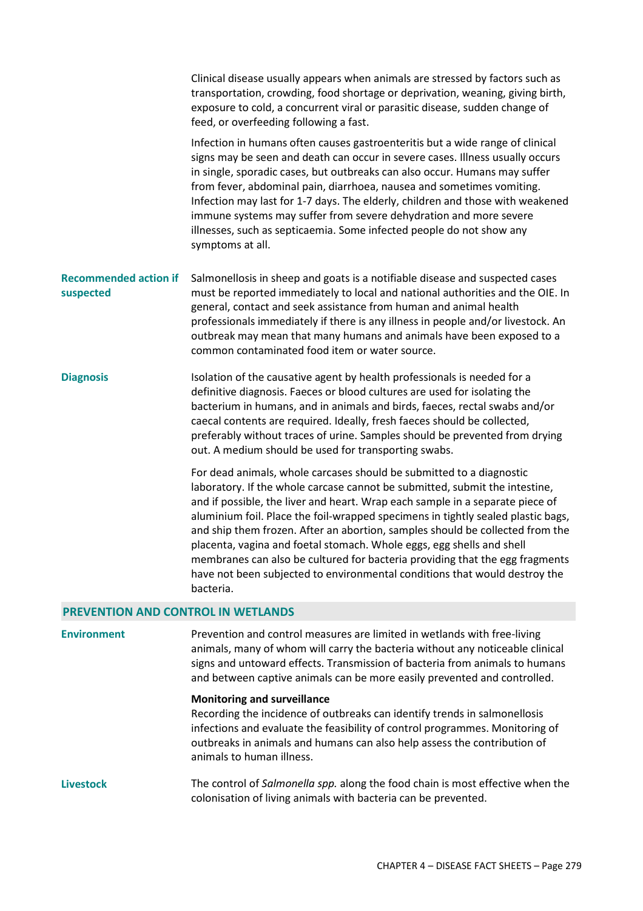Clinical disease usually appears when animals are stressed by factors such as transportation, crowding, food shortage or deprivation, weaning, giving birth, exposure to cold, a concurrent viral or parasitic disease, sudden change of feed, or overfeeding following a fast.

Infection in humans often causes gastroenteritis but a wide range of clinical signs may be seen and death can occur in severe cases. Illness usually occurs in single, sporadic cases, but outbreaks can also occur. Humans may suffer from fever, abdominal pain, diarrhoea, nausea and sometimes vomiting. Infection may last for 1-7 days. The elderly, children and those with weakened immune systems may suffer from severe dehydration and more severe illnesses, such as septicaemia. Some infected people do not show any symptoms at all.

**Recommended action if suspected**

Salmonellosis in sheep and goats is a notifiable disease and suspected cases must be reported immediately to local and national authorities and the OIE. In general, contact and seek assistance from human and animal health professionals immediately if there is any illness in people and/or livestock. An outbreak may mean that many humans and animals have been exposed to a common contaminated food item or water source.

**Diagnosis**

Isolation of the causative agent by health professionals is needed for a definitive diagnosis. Faeces or blood cultures are used for isolating the bacterium in humans, and in animals and birds, faeces, rectal swabs and/or caecal contents are required. Ideally, fresh faeces should be collected, preferably without traces of urine. Samples should be prevented from drying out. A medium should be used for transporting swabs.

For dead animals, whole carcases should be submitted to a diagnostic laboratory. If the whole carcase cannot be submitted, submit the intestine, and if possible, the liver and heart. Wrap each sample in a separate piece of aluminium foil. Place the foil-wrapped specimens in tightly sealed plastic bags, and ship them frozen. After an abortion, samples should be collected from the placenta, vagina and foetal stomach. Whole eggs, egg shells and shell membranes can also be cultured for bacteria providing that the egg fragments have not been subjected to environmental conditions that would destroy the bacteria.

## PREVENTION AND CONTROL IN WETLANDS

**Environment**

Prevention and control measures are limited in wetlands with free-living animals, many of whom will carry the bacteria without any noticeable clinical signs and untoward effects. Transmission of bacteria from animals to humans and between captive animals can be more easily prevented and controlled.

**Monitoring and surveillance**

Recording the incidence of outbreaks can identify trends in salmonellosis infections and evaluate the feasibility of control programmes. Monitoring of outbreaks in animals and humans can also help assess the contribution of animals to human illness.

**Livestock**

The control of *Salmonella spp.* along the food chain is most effective when the colonisation of living animals with bacteria can be prevented.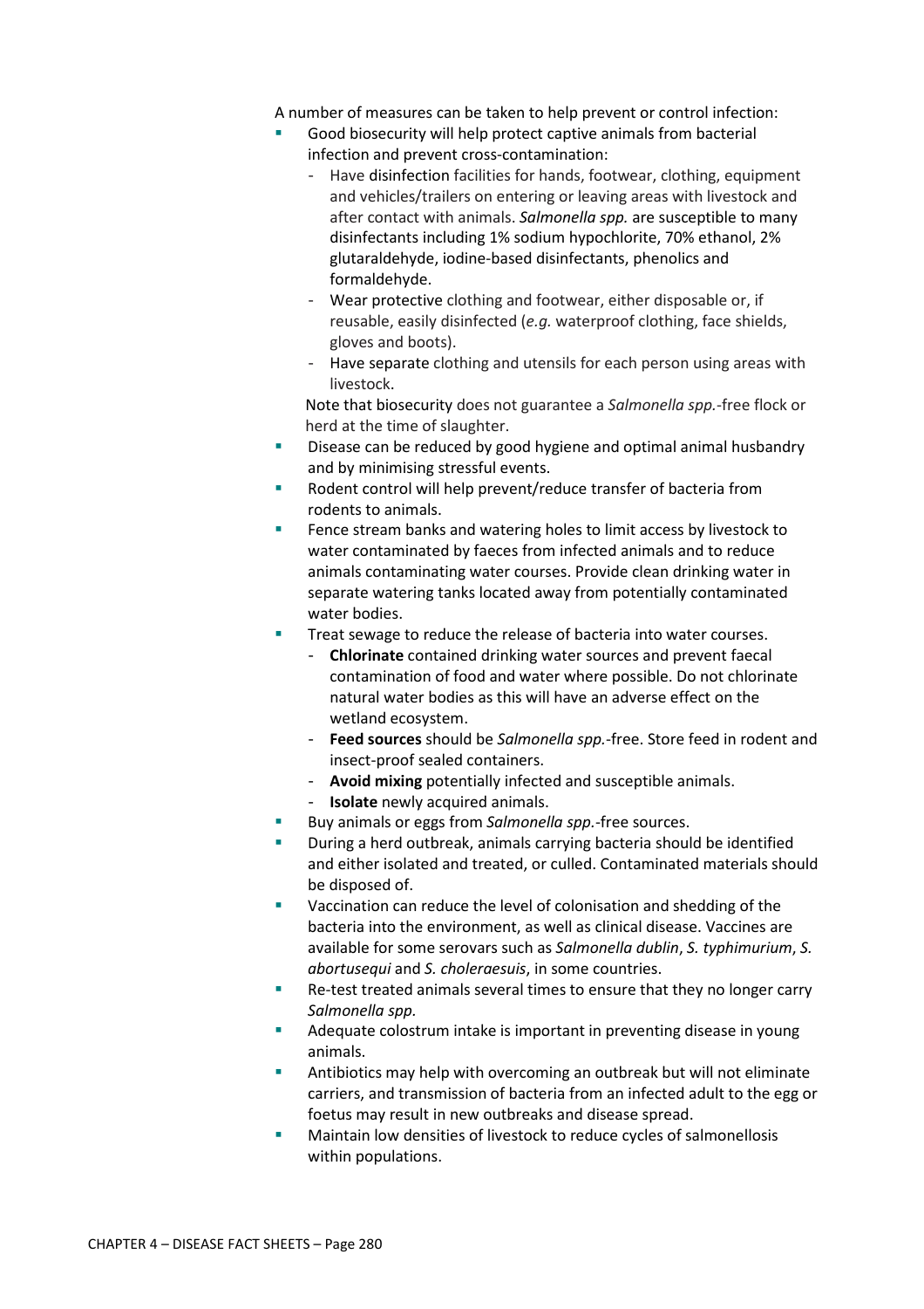A number of measures can be taken to help prevent or control infection:

- Good biosecurity will help protect captive animals from bacterial infection and prevent cross-contamination:
  - Have disinfection facilities for hands, footwear, clothing, equipment and vehicles/trailers on entering or leaving areas with livestock and after contact with animals. *Salmonella spp.* are susceptible to many disinfectants including 1% sodium hypochlorite, 70% ethanol, 2% glutaraldehyde, iodine-based disinfectants, phenolics and formaldehyde.
  - Wear protective clothing and footwear, either disposable or, if reusable, easily disinfected (*e.g.* waterproof clothing, face shields, gloves and boots).
  - Have separate clothing and utensils for each person using areas with livestock.

  Note that biosecurity does not guarantee a *Salmonella spp.*-free flock or herd at the time of slaughter.
- Disease can be reduced by good hygiene and optimal animal husbandry and by minimising stressful events.
- Rodent control will help prevent/reduce transfer of bacteria from rodents to animals.
- Fence stream banks and watering holes to limit access by livestock to water contaminated by faeces from infected animals and to reduce animals contaminating water courses. Provide clean drinking water in separate watering tanks located away from potentially contaminated water bodies.
- Treat sewage to reduce the release of bacteria into water courses.
  - **Chlorinate** contained drinking water sources and prevent faecal contamination of food and water where possible. Do not chlorinate natural water bodies as this will have an adverse effect on the wetland ecosystem.
  - **Feed sources** should be *Salmonella spp.*-free. Store feed in rodent and insect-proof sealed containers.
  - **Avoid mixing** potentially infected and susceptible animals.
  - **Isolate** newly acquired animals.
- Buy animals or eggs from *Salmonella spp.*-free sources.
- During a herd outbreak, animals carrying bacteria should be identified and either isolated and treated, or culled. Contaminated materials should be disposed of.
- Vaccination can reduce the level of colonisation and shedding of the bacteria into the environment, as well as clinical disease. Vaccines are available for some serovars such as *Salmonella dublin*, *S. typhimurium*, *S. abortusequi* and *S. choleraesuis*, in some countries.
- Re-test treated animals several times to ensure that they no longer carry *Salmonella spp.*
- Adequate colostrum intake is important in preventing disease in young animals.
- Antibiotics may help with overcoming an outbreak but will not eliminate carriers, and transmission of bacteria from an infected adult to the egg or foetus may result in new outbreaks and disease spread.
- Maintain low densities of livestock to reduce cycles of salmonellosis within populations.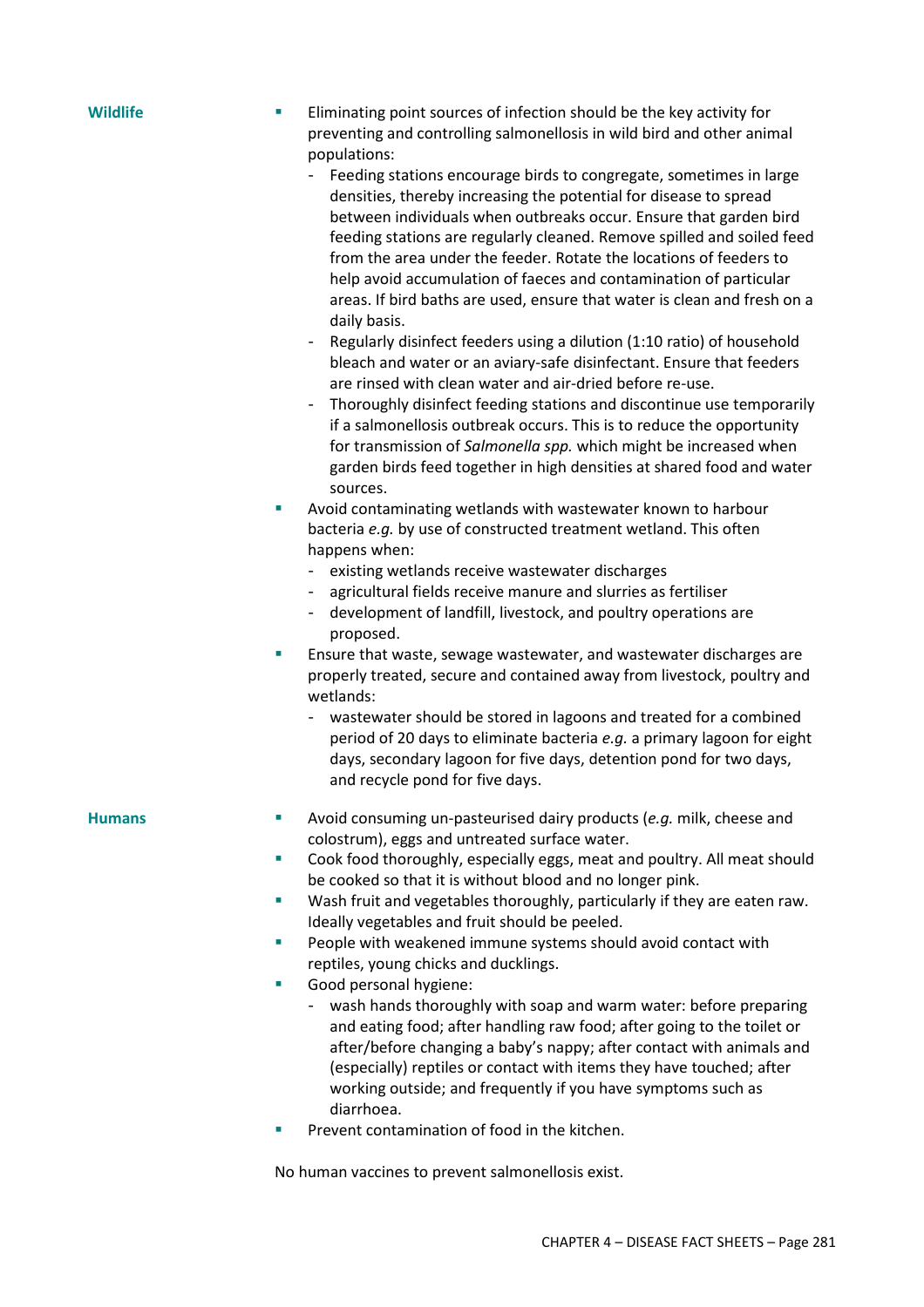**Wildlife**

- Eliminating point sources of infection should be the key activity for preventing and controlling salmonellosis in wild bird and other animal populations:
  - Feeding stations encourage birds to congregate, sometimes in large densities, thereby increasing the potential for disease to spread between individuals when outbreaks occur. Ensure that garden bird feeding stations are regularly cleaned. Remove spilled and soiled feed from the area under the feeder. Rotate the locations of feeders to help avoid accumulation of faeces and contamination of particular areas. If bird baths are used, ensure that water is clean and fresh on a daily basis.
  - Regularly disinfect feeders using a dilution (1:10 ratio) of household bleach and water or an aviary-safe disinfectant. Ensure that feeders are rinsed with clean water and air-dried before re-use.
  - Thoroughly disinfect feeding stations and discontinue use temporarily if a salmonellosis outbreak occurs. This is to reduce the opportunity for transmission of *Salmonella spp.* which might be increased when garden birds feed together in high densities at shared food and water sources.
- Avoid contaminating wetlands with wastewater known to harbour bacteria *e.g.* by use of constructed treatment wetland. This often happens when:
  - existing wetlands receive wastewater discharges
  - agricultural fields receive manure and slurries as fertiliser
  - development of landfill, livestock, and poultry operations are proposed.
- Ensure that waste, sewage wastewater, and wastewater discharges are properly treated, secure and contained away from livestock, poultry and wetlands:
  - wastewater should be stored in lagoons and treated for a combined period of 20 days to eliminate bacteria *e.g.* a primary lagoon for eight days, secondary lagoon for five days, detention pond for two days, and recycle pond for five days.

**Humans**

- Avoid consuming un-pasteurised dairy products (*e.g.* milk, cheese and colostrum), eggs and untreated surface water.
- Cook food thoroughly, especially eggs, meat and poultry. All meat should be cooked so that it is without blood and no longer pink.
- Wash fruit and vegetables thoroughly, particularly if they are eaten raw. Ideally vegetables and fruit should be peeled.
- People with weakened immune systems should avoid contact with reptiles, young chicks and ducklings.
- Good personal hygiene:
  - wash hands thoroughly with soap and warm water: before preparing and eating food; after handling raw food; after going to the toilet or after/before changing a baby's nappy; after contact with animals and (especially) reptiles or contact with items they have touched; after working outside; and frequently if you have symptoms such as diarrhoea.
- Prevent contamination of food in the kitchen.

No human vaccines to prevent salmonellosis exist.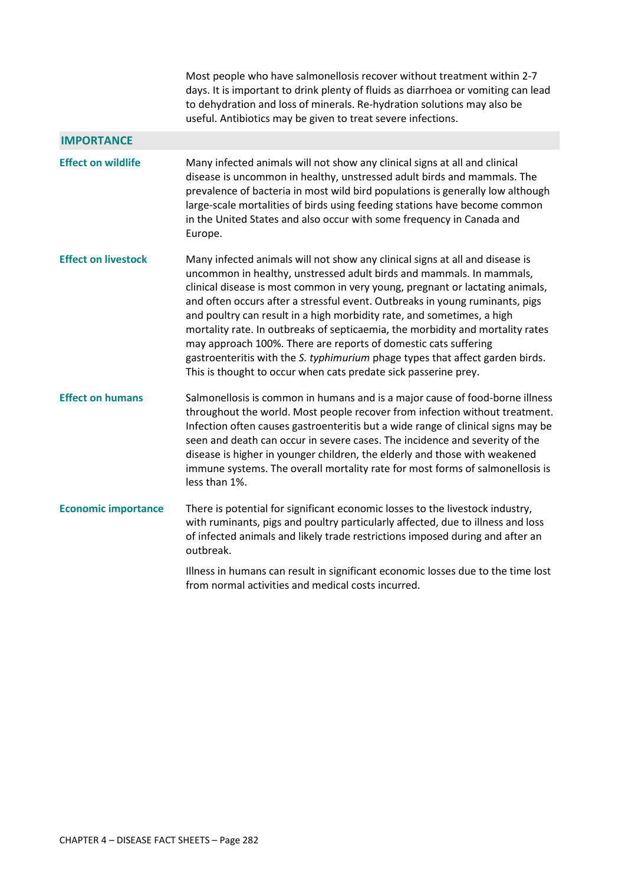Most people who have salmonellosis recover without treatment within 2-7 days. It is important to drink plenty of fluids as diarrhoea or vomiting can lead to dehydration and loss of minerals. Re-hydration solutions may also be useful. Antibiotics may be given to treat severe infections.

## IMPORTANCE

**Effect on wildlife**

Many infected animals will not show any clinical signs at all and clinical disease is uncommon in healthy, unstressed adult birds and mammals. The prevalence of bacteria in most wild bird populations is generally low although large-scale mortalities of birds using feeding stations have become common in the United States and also occur with some frequency in Canada and Europe.

**Effect on livestock**

Many infected animals will not show any clinical signs at all and disease is uncommon in healthy, unstressed adult birds and mammals. In mammals, clinical disease is most common in very young, pregnant or lactating animals, and often occurs after a stressful event. Outbreaks in young ruminants, pigs and poultry can result in a high morbidity rate, and sometimes, a high mortality rate. In outbreaks of septicaemia, the morbidity and mortality rates may approach 100%. There are reports of domestic cats suffering gastroenteritis with the *S. typhimurium* phage types that affect garden birds. This is thought to occur when cats predate sick passerine prey.

**Effect on humans**

Salmonellosis is common in humans and is a major cause of food-borne illness throughout the world. Most people recover from infection without treatment. Infection often causes gastroenteritis but a wide range of clinical signs may be seen and death can occur in severe cases. The incidence and severity of the disease is higher in younger children, the elderly and those with weakened immune systems. The overall mortality rate for most forms of salmonellosis is less than 1%.

**Economic importance**

There is potential for significant economic losses to the livestock industry, with ruminants, pigs and poultry particularly affected, due to illness and loss of infected animals and likely trade restrictions imposed during and after an outbreak.

Illness in humans can result in significant economic losses due to the time lost from normal activities and medical costs incurred.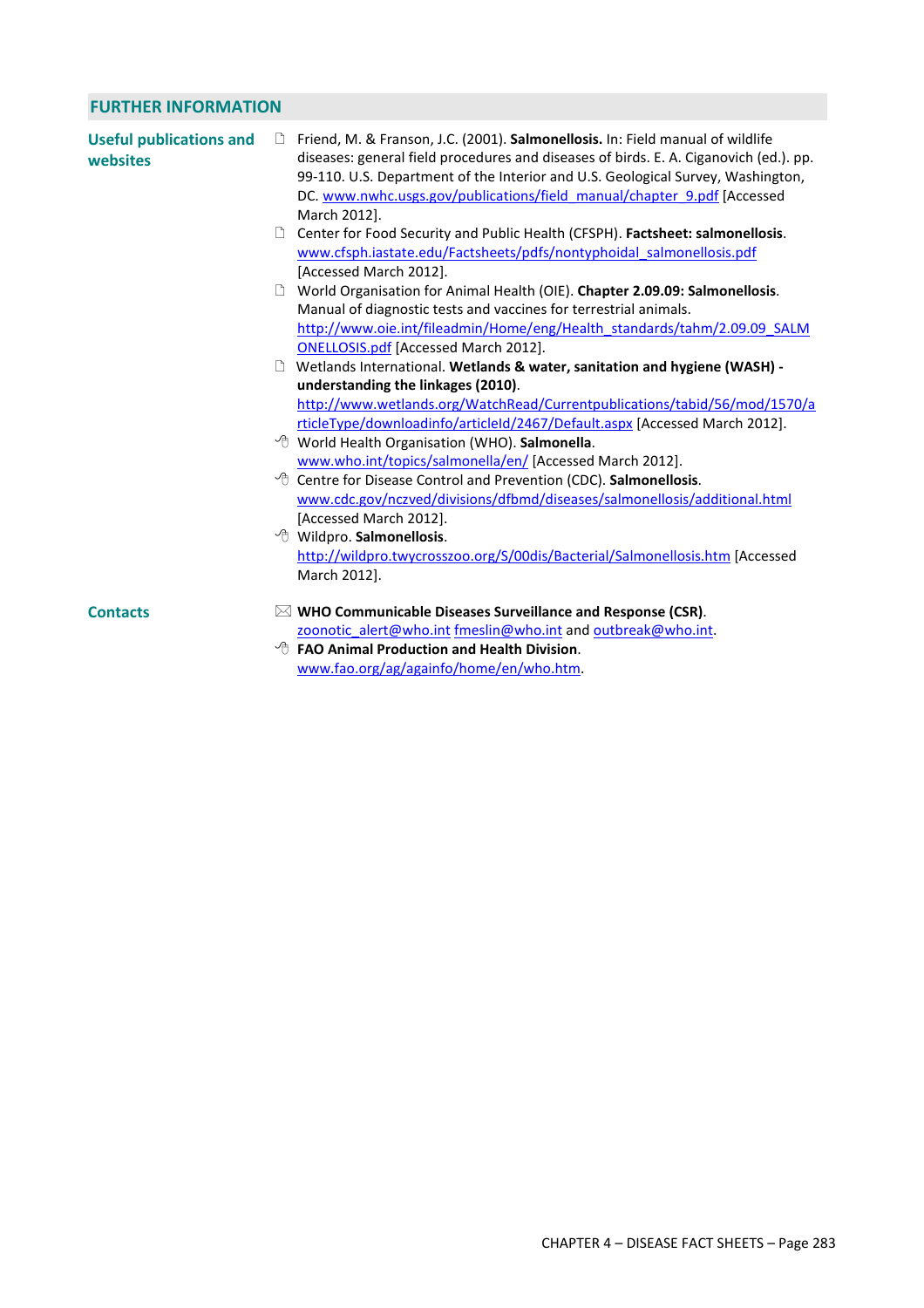## FURTHER INFORMATION

### Useful publications and websites

- Friend, M. & Franson, J.C. (2001). **Salmonellosis.** In: Field manual of wildlife diseases: general field procedures and diseases of birds. E. A. Ciganovich (ed.). pp. 99-110. U.S. Department of the Interior and U.S. Geological Survey, Washington, DC. www.nwhc.usgs.gov/publications/field_manual/chapter_9.pdf [Accessed March 2012].
- Center for Food Security and Public Health (CFSPH). **Factsheet: salmonellosis**. www.cfsph.iastate.edu/Factsheets/pdfs/nontyphoidal_salmonellosis.pdf [Accessed March 2012].
- World Organisation for Animal Health (OIE). **Chapter 2.09.09: Salmonellosis**. Manual of diagnostic tests and vaccines for terrestrial animals. http://www.oie.int/fileadmin/Home/eng/Health_standards/tahm/2.09.09_SALMONELLOSIS.pdf [Accessed March 2012].
- Wetlands International. **Wetlands & water, sanitation and hygiene (WASH) - understanding the linkages (2010)**. http://www.wetlands.org/WatchRead/Currentpublications/tabid/56/mod/1570/articleType/downloadinfo/articleId/2467/Default.aspx [Accessed March 2012].
- World Health Organisation (WHO). **Salmonella**. www.who.int/topics/salmonella/en/ [Accessed March 2012].
- Centre for Disease Control and Prevention (CDC). **Salmonellosis**. www.cdc.gov/nczved/divisions/dfbmd/diseases/salmonellosis/additional.html [Accessed March 2012].
- Wildpro. **Salmonellosis**. http://wildpro.twycrosszoo.org/S/00dis/Bacterial/Salmonellosis.htm [Accessed March 2012].

### Contacts

- **WHO Communicable Diseases Surveillance and Response (CSR)**. zoonotic_alert@who.int fmeslin@who.int and outbreak@who.int.
- **FAO Animal Production and Health Division**. www.fao.org/ag/againfo/home/en/who.htm.